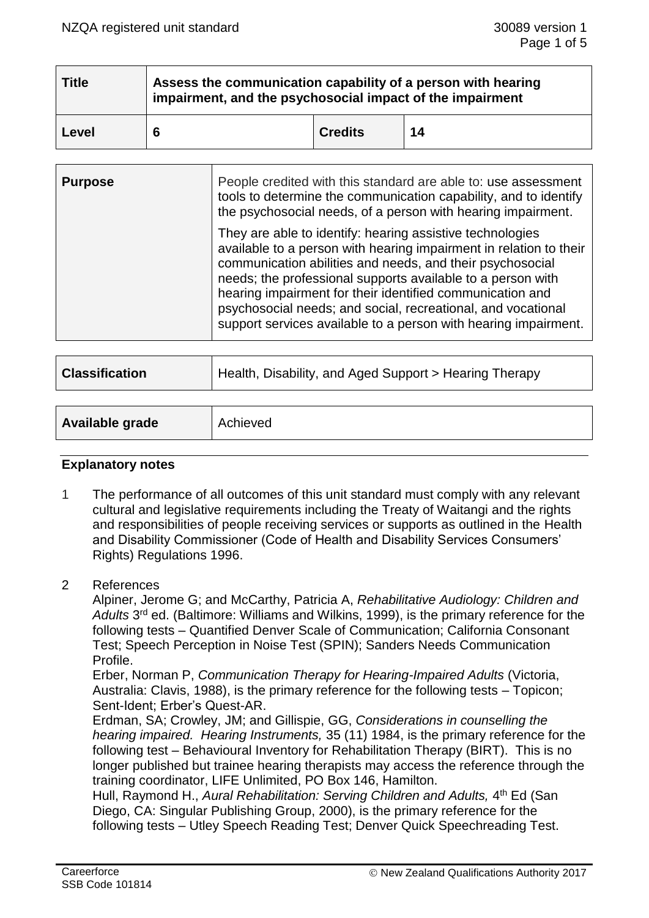| Title | Assess the communication capability of a person with hearing impairment, and the psychosocial impact of the impairment | | |
|---|---|---|---|
| Level | 6 | Credits | 14 |

| Purpose | People credited with this standard are able to: use assessment tools to determine the communication capability, and to identify the psychosocial needs, of a person with hearing impairment.<br><br>They are able to identify: hearing assistive technologies available to a person with hearing impairment in relation to their communication abilities and needs, and their psychosocial needs; the professional supports available to a person with hearing impairment for their identified communication and psychosocial needs; and social, recreational, and vocational support services available to a person with hearing impairment. |
|---|---|

| Classification | Health, Disability, and Aged Support > Hearing Therapy |
|---|---|

| Available grade | Achieved |
|---|---|

## Explanatory notes

1 The performance of all outcomes of this unit standard must comply with any relevant cultural and legislative requirements including the Treaty of Waitangi and the rights and responsibilities of people receiving services or supports as outlined in the Health and Disability Commissioner (Code of Health and Disability Services Consumers' Rights) Regulations 1996.

2 References

Alpiner, Jerome G; and McCarthy, Patricia A, *Rehabilitative Audiology: Children and Adults* 3rd ed. (Baltimore: Williams and Wilkins, 1999), is the primary reference for the following tests – Quantified Denver Scale of Communication; California Consonant Test; Speech Perception in Noise Test (SPIN); Sanders Needs Communication Profile.

Erber, Norman P, *Communication Therapy for Hearing-Impaired Adults* (Victoria, Australia: Clavis, 1988), is the primary reference for the following tests – Topicon; Sent-Ident; Erber's Quest-AR.

Erdman, SA; Crowley, JM; and Gillispie, GG, *Considerations in counselling the hearing impaired. Hearing Instruments,* 35 (11) 1984, is the primary reference for the following test – Behavioural Inventory for Rehabilitation Therapy (BIRT). This is no longer published but trainee hearing therapists may access the reference through the training coordinator, LIFE Unlimited, PO Box 146, Hamilton.

Hull, Raymond H., *Aural Rehabilitation: Serving Children and Adults,* 4th Ed (San Diego, CA: Singular Publishing Group, 2000), is the primary reference for the following tests – Utley Speech Reading Test; Denver Quick Speechreading Test.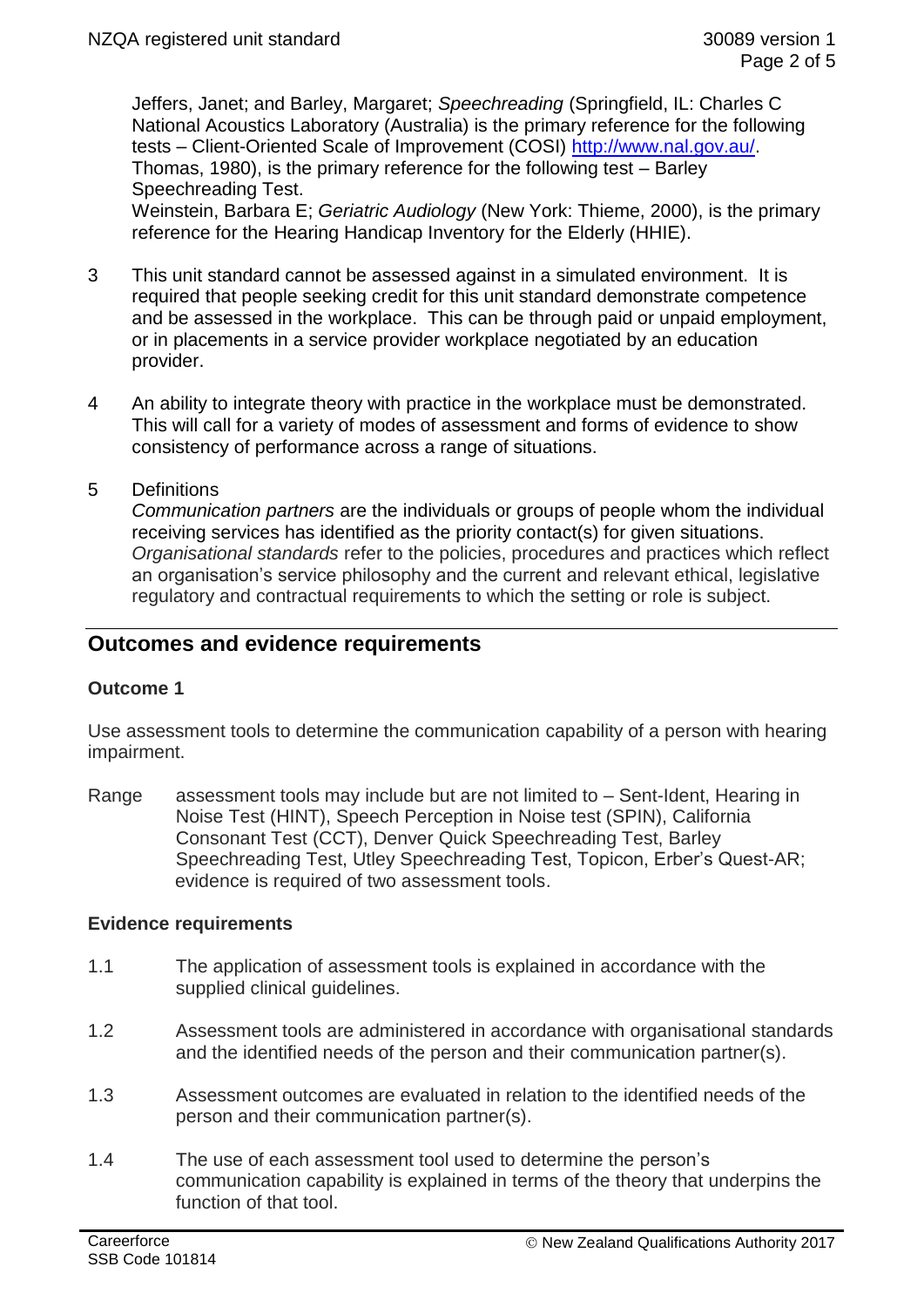Jeffers, Janet; and Barley, Margaret; *Speechreading* (Springfield, IL: Charles C National Acoustics Laboratory (Australia) is the primary reference for the following tests – Client-Oriented Scale of Improvement (COSI) http://www.nal.gov.au/. Thomas, 1980), is the primary reference for the following test – Barley Speechreading Test.

Weinstein, Barbara E; *Geriatric Audiology* (New York: Thieme, 2000), is the primary reference for the Hearing Handicap Inventory for the Elderly (HHIE).

3 This unit standard cannot be assessed against in a simulated environment. It is required that people seeking credit for this unit standard demonstrate competence and be assessed in the workplace. This can be through paid or unpaid employment, or in placements in a service provider workplace negotiated by an education provider.

4 An ability to integrate theory with practice in the workplace must be demonstrated. This will call for a variety of modes of assessment and forms of evidence to show consistency of performance across a range of situations.

5 Definitions

*Communication partners* are the individuals or groups of people whom the individual receiving services has identified as the priority contact(s) for given situations.

*Organisational standards* refer to the policies, procedures and practices which reflect an organisation's service philosophy and the current and relevant ethical, legislative regulatory and contractual requirements to which the setting or role is subject.

## Outcomes and evidence requirements

### Outcome 1

Use assessment tools to determine the communication capability of a person with hearing impairment.

Range assessment tools may include but are not limited to – Sent-Ident, Hearing in Noise Test (HINT), Speech Perception in Noise test (SPIN), California Consonant Test (CCT), Denver Quick Speechreading Test, Barley Speechreading Test, Utley Speechreading Test, Topicon, Erber's Quest-AR; evidence is required of two assessment tools.

### Evidence requirements

1.1 The application of assessment tools is explained in accordance with the supplied clinical guidelines.

1.2 Assessment tools are administered in accordance with organisational standards and the identified needs of the person and their communication partner(s).

1.3 Assessment outcomes are evaluated in relation to the identified needs of the person and their communication partner(s).

1.4 The use of each assessment tool used to determine the person's communication capability is explained in terms of the theory that underpins the function of that tool.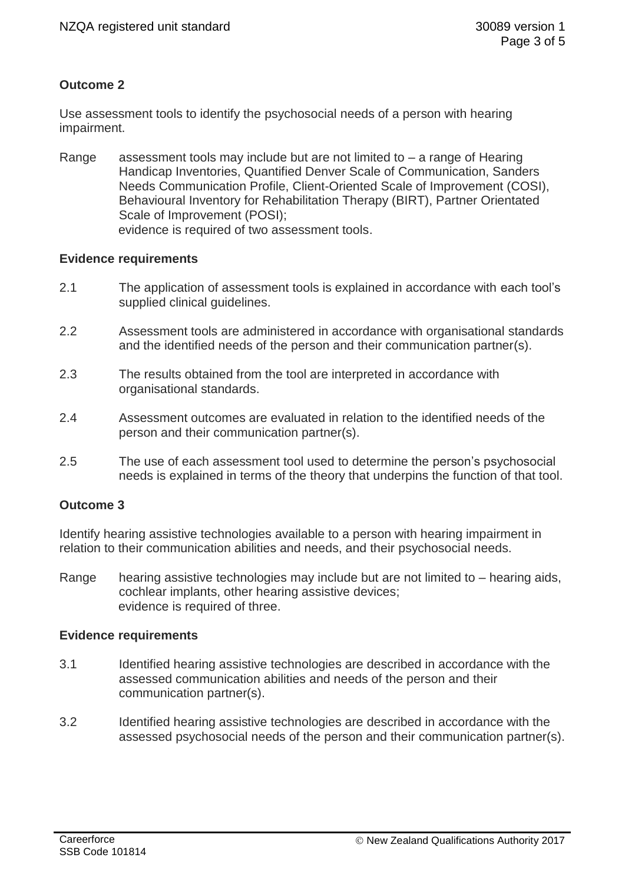**Outcome 2**

Use assessment tools to identify the psychosocial needs of a person with hearing impairment.

Range assessment tools may include but are not limited to – a range of Hearing Handicap Inventories, Quantified Denver Scale of Communication, Sanders Needs Communication Profile, Client-Oriented Scale of Improvement (COSI), Behavioural Inventory for Rehabilitation Therapy (BIRT), Partner Orientated Scale of Improvement (POSI);
evidence is required of two assessment tools.

**Evidence requirements**

2.1 The application of assessment tools is explained in accordance with each tool's supplied clinical guidelines.

2.2 Assessment tools are administered in accordance with organisational standards and the identified needs of the person and their communication partner(s).

2.3 The results obtained from the tool are interpreted in accordance with organisational standards.

2.4 Assessment outcomes are evaluated in relation to the identified needs of the person and their communication partner(s).

2.5 The use of each assessment tool used to determine the person's psychosocial needs is explained in terms of the theory that underpins the function of that tool.

**Outcome 3**

Identify hearing assistive technologies available to a person with hearing impairment in relation to their communication abilities and needs, and their psychosocial needs.

Range hearing assistive technologies may include but are not limited to – hearing aids, cochlear implants, other hearing assistive devices;
evidence is required of three.

**Evidence requirements**

3.1 Identified hearing assistive technologies are described in accordance with the assessed communication abilities and needs of the person and their communication partner(s).

3.2 Identified hearing assistive technologies are described in accordance with the assessed psychosocial needs of the person and their communication partner(s).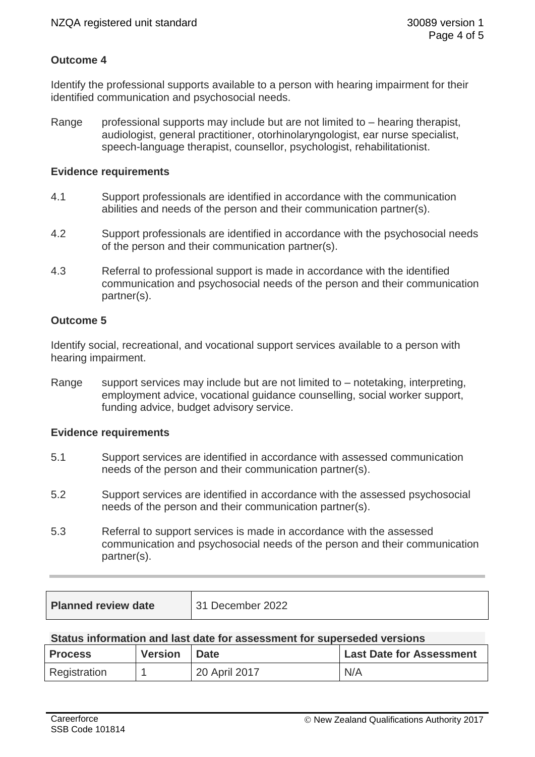## Outcome 4

Identify the professional supports available to a person with hearing impairment for their identified communication and psychosocial needs.

Range professional supports may include but are not limited to – hearing therapist, audiologist, general practitioner, otorhinolaryngologist, ear nurse specialist, speech-language therapist, counsellor, psychologist, rehabilitationist.

### Evidence requirements

4.1 Support professionals are identified in accordance with the communication abilities and needs of the person and their communication partner(s).

4.2 Support professionals are identified in accordance with the psychosocial needs of the person and their communication partner(s).

4.3 Referral to professional support is made in accordance with the identified communication and psychosocial needs of the person and their communication partner(s).

## Outcome 5

Identify social, recreational, and vocational support services available to a person with hearing impairment.

Range support services may include but are not limited to – notetaking, interpreting, employment advice, vocational guidance counselling, social worker support, funding advice, budget advisory service.

### Evidence requirements

5.1 Support services are identified in accordance with assessed communication needs of the person and their communication partner(s).

5.2 Support services are identified in accordance with the assessed psychosocial needs of the person and their communication partner(s).

5.3 Referral to support services is made in accordance with the assessed communication and psychosocial needs of the person and their communication partner(s).

---

| Planned review date | 31 December 2022 |
|---|---|

**Status information and last date for assessment for superseded versions**

| Process | Version | Date | Last Date for Assessment |
|---|---|---|---|
| Registration | 1 | 20 April 2017 | N/A |

Careerforce
SSB Code 101814

© New Zealand Qualifications Authority 2017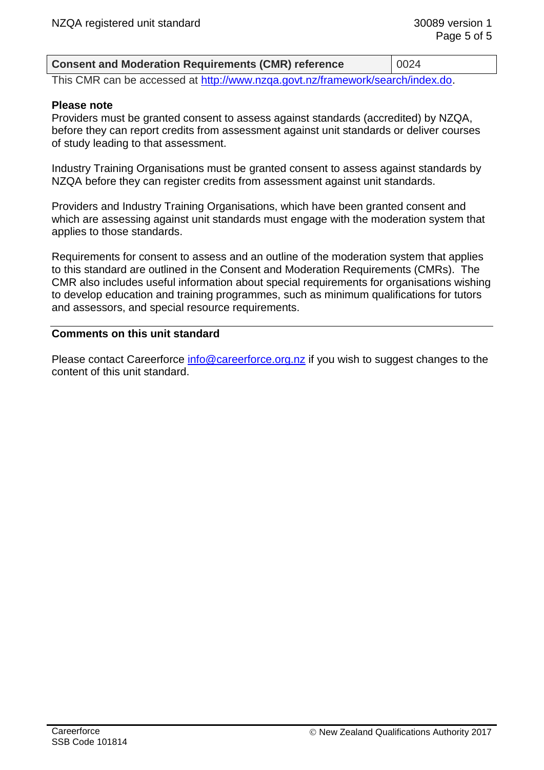| | |
|---|---|
| **Consent and Moderation Requirements (CMR) reference** | 0024 |

This CMR can be accessed at http://www.nzqa.govt.nz/framework/search/index.do.

**Please note**

Providers must be granted consent to assess against standards (accredited) by NZQA, before they can report credits from assessment against unit standards or deliver courses of study leading to that assessment.

Industry Training Organisations must be granted consent to assess against standards by NZQA before they can register credits from assessment against unit standards.

Providers and Industry Training Organisations, which have been granted consent and which are assessing against unit standards must engage with the moderation system that applies to those standards.

Requirements for consent to assess and an outline of the moderation system that applies to this standard are outlined in the Consent and Moderation Requirements (CMRs). The CMR also includes useful information about special requirements for organisations wishing to develop education and training programmes, such as minimum qualifications for tutors and assessors, and special resource requirements.

**Comments on this unit standard**

Please contact Careerforce info@careerforce.org.nz if you wish to suggest changes to the content of this unit standard.